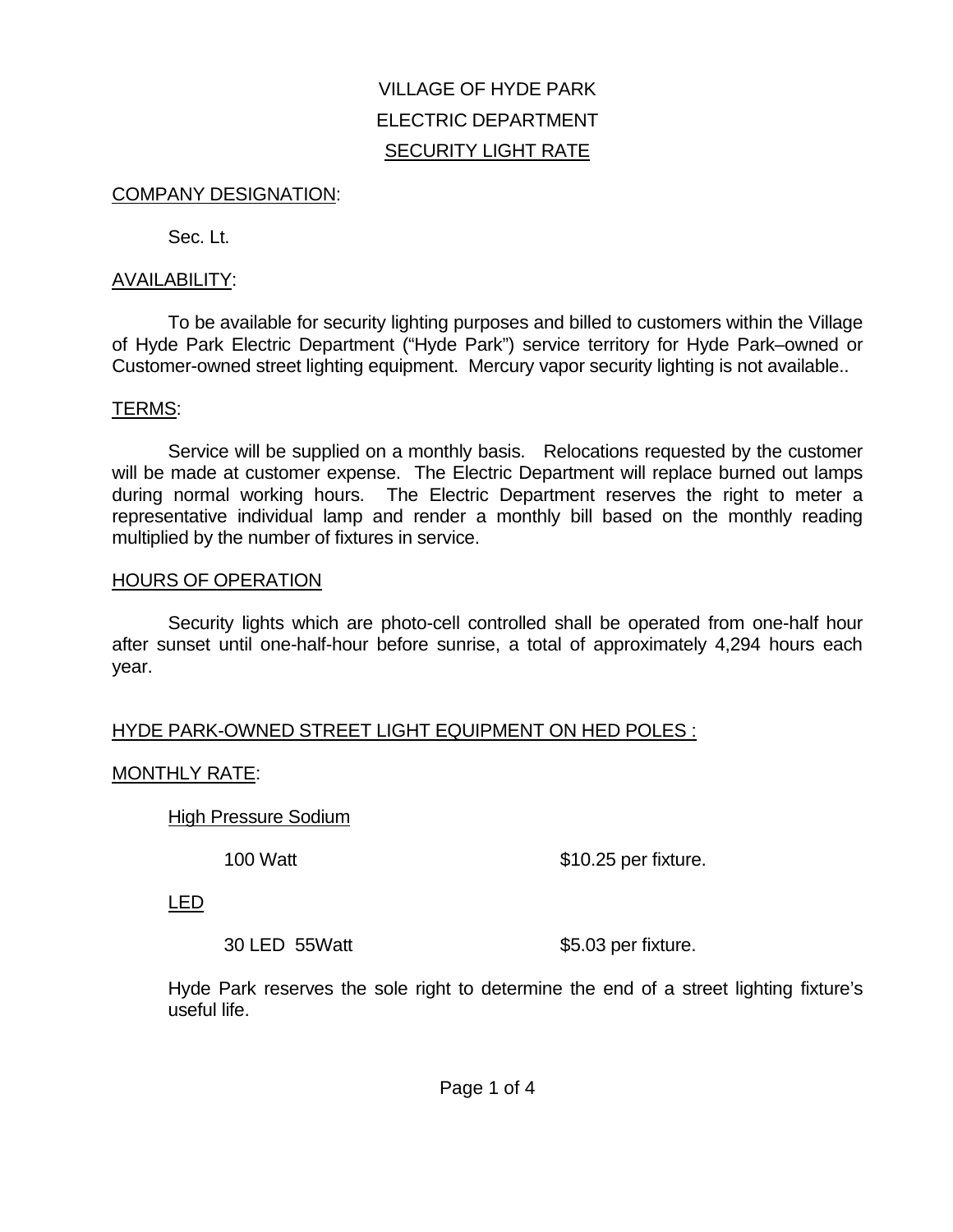# VILLAGE OF HYDE PARK
# ELECTRIC DEPARTMENT
## SECURITY LIGHT RATE

COMPANY DESIGNATION:

Sec. Lt.

AVAILABILITY:

To be available for security lighting purposes and billed to customers within the Village of Hyde Park Electric Department ("Hyde Park") service territory for Hyde Park–owned or Customer-owned street lighting equipment. Mercury vapor security lighting is not available..

TERMS:

Service will be supplied on a monthly basis. Relocations requested by the customer will be made at customer expense. The Electric Department will replace burned out lamps during normal working hours. The Electric Department reserves the right to meter a representative individual lamp and render a monthly bill based on the monthly reading multiplied by the number of fixtures in service.

HOURS OF OPERATION

Security lights which are photo-cell controlled shall be operated from one-half hour after sunset until one-half-hour before sunrise, a total of approximately 4,294 hours each year.

HYDE PARK-OWNED STREET LIGHT EQUIPMENT ON HED POLES :

MONTHLY RATE:

High Pressure Sodium

100 Watt — $10.25 per fixture.

LED

30 LED 55Watt — $5.03 per fixture.

Hyde Park reserves the sole right to determine the end of a street lighting fixture's useful life.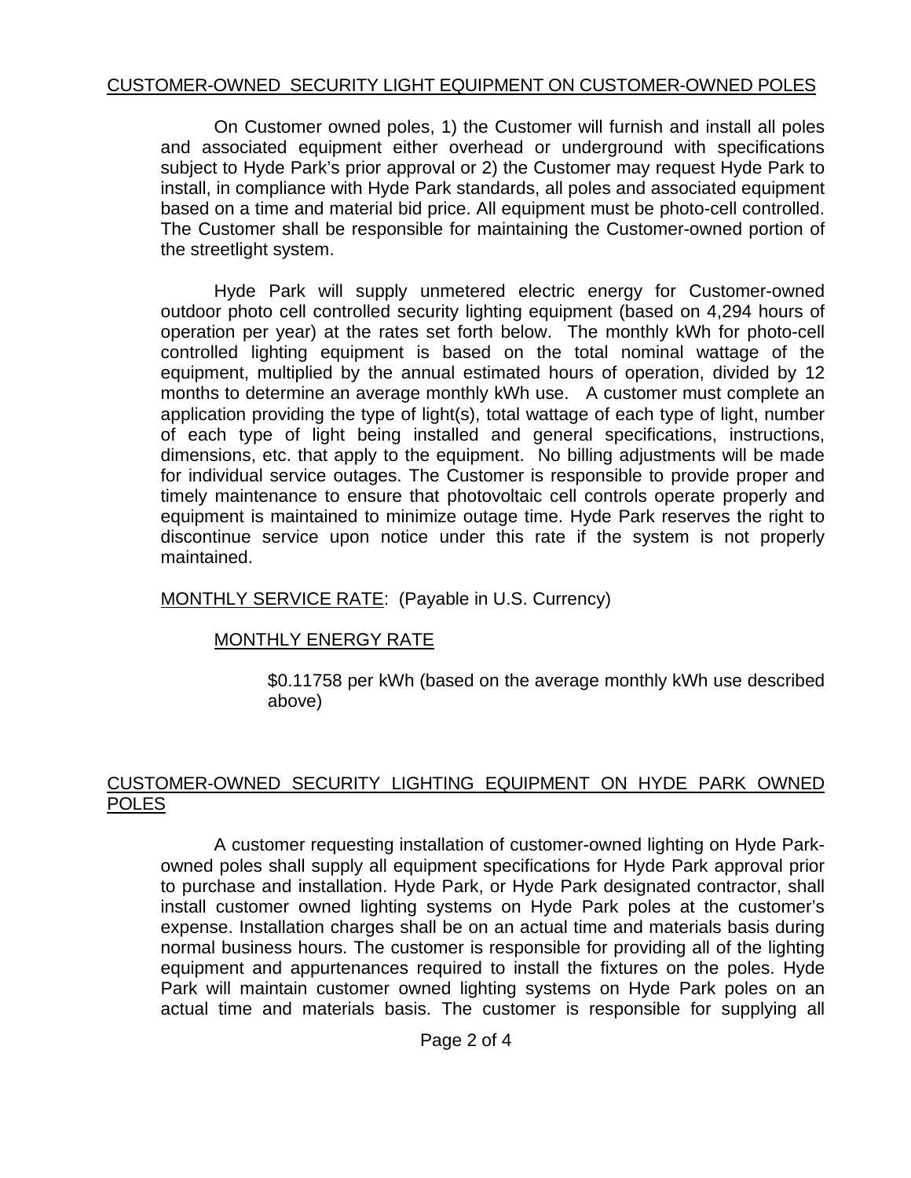<u>CUSTOMER-OWNED SECURITY LIGHT EQUIPMENT ON CUSTOMER-OWNED POLES</u>

On Customer owned poles, 1) the Customer will furnish and install all poles and associated equipment either overhead or underground with specifications subject to Hyde Park's prior approval or 2) the Customer may request Hyde Park to install, in compliance with Hyde Park standards, all poles and associated equipment based on a time and material bid price. All equipment must be photo-cell controlled. The Customer shall be responsible for maintaining the Customer-owned portion of the streetlight system.

Hyde Park will supply unmetered electric energy for Customer-owned outdoor photo cell controlled security lighting equipment (based on 4,294 hours of operation per year) at the rates set forth below. The monthly kWh for photo-cell controlled lighting equipment is based on the total nominal wattage of the equipment, multiplied by the annual estimated hours of operation, divided by 12 months to determine an average monthly kWh use. A customer must complete an application providing the type of light(s), total wattage of each type of light, number of each type of light being installed and general specifications, instructions, dimensions, etc. that apply to the equipment. No billing adjustments will be made for individual service outages. The Customer is responsible to provide proper and timely maintenance to ensure that photovoltaic cell controls operate properly and equipment is maintained to minimize outage time. Hyde Park reserves the right to discontinue service upon notice under this rate if the system is not properly maintained.

<u>MONTHLY SERVICE RATE</u>: (Payable in U.S. Currency)

<u>MONTHLY ENERGY RATE</u>

$0.11758 per kWh (based on the average monthly kWh use described above)

<u>CUSTOMER-OWNED SECURITY LIGHTING EQUIPMENT ON HYDE PARK OWNED POLES</u>

A customer requesting installation of customer-owned lighting on Hyde Park-owned poles shall supply all equipment specifications for Hyde Park approval prior to purchase and installation. Hyde Park, or Hyde Park designated contractor, shall install customer owned lighting systems on Hyde Park poles at the customer's expense. Installation charges shall be on an actual time and materials basis during normal business hours. The customer is responsible for providing all of the lighting equipment and appurtenances required to install the fixtures on the poles. Hyde Park will maintain customer owned lighting systems on Hyde Park poles on an actual time and materials basis. The customer is responsible for supplying all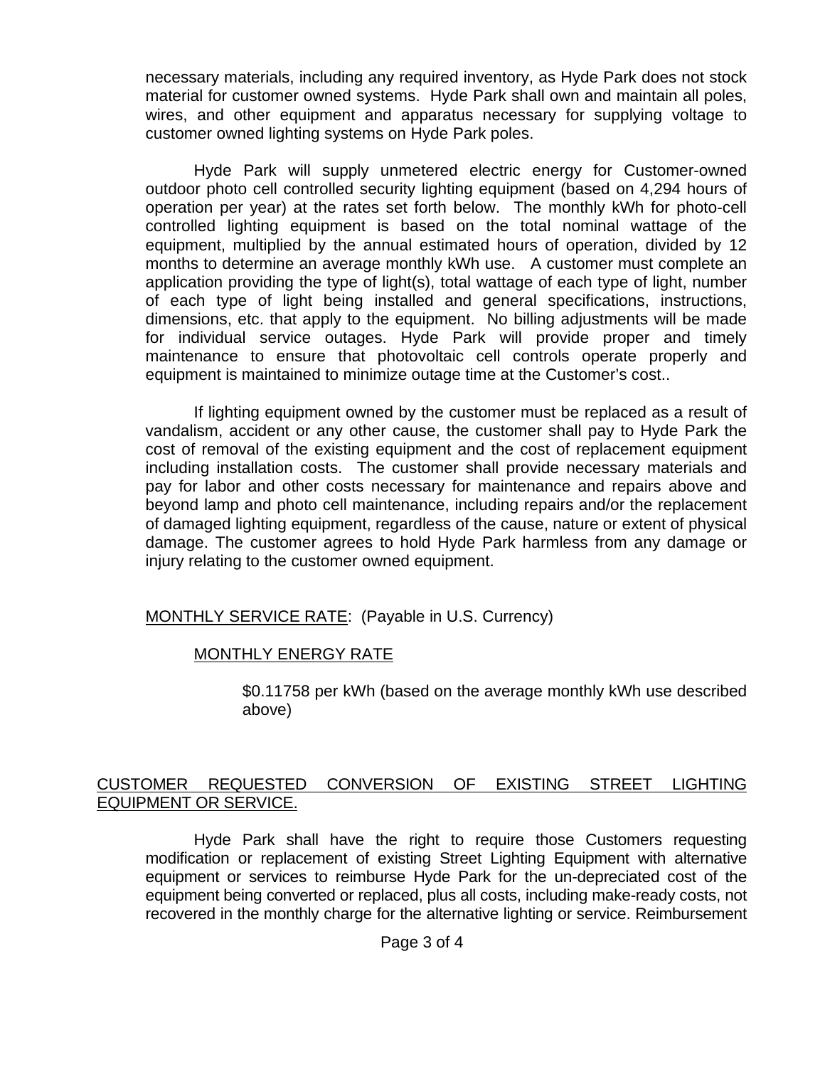necessary materials, including any required inventory, as Hyde Park does not stock material for customer owned systems. Hyde Park shall own and maintain all poles, wires, and other equipment and apparatus necessary for supplying voltage to customer owned lighting systems on Hyde Park poles.

Hyde Park will supply unmetered electric energy for Customer-owned outdoor photo cell controlled security lighting equipment (based on 4,294 hours of operation per year) at the rates set forth below. The monthly kWh for photo-cell controlled lighting equipment is based on the total nominal wattage of the equipment, multiplied by the annual estimated hours of operation, divided by 12 months to determine an average monthly kWh use. A customer must complete an application providing the type of light(s), total wattage of each type of light, number of each type of light being installed and general specifications, instructions, dimensions, etc. that apply to the equipment. No billing adjustments will be made for individual service outages. Hyde Park will provide proper and timely maintenance to ensure that photovoltaic cell controls operate properly and equipment is maintained to minimize outage time at the Customer's cost..

If lighting equipment owned by the customer must be replaced as a result of vandalism, accident or any other cause, the customer shall pay to Hyde Park the cost of removal of the existing equipment and the cost of replacement equipment including installation costs. The customer shall provide necessary materials and pay for labor and other costs necessary for maintenance and repairs above and beyond lamp and photo cell maintenance, including repairs and/or the replacement of damaged lighting equipment, regardless of the cause, nature or extent of physical damage. The customer agrees to hold Hyde Park harmless from any damage or injury relating to the customer owned equipment.

MONTHLY SERVICE RATE: (Payable in U.S. Currency)

MONTHLY ENERGY RATE

$0.11758 per kWh (based on the average monthly kWh use described above)

## CUSTOMER REQUESTED CONVERSION OF EXISTING STREET LIGHTING EQUIPMENT OR SERVICE.

Hyde Park shall have the right to require those Customers requesting modification or replacement of existing Street Lighting Equipment with alternative equipment or services to reimburse Hyde Park for the un-depreciated cost of the equipment being converted or replaced, plus all costs, including make-ready costs, not recovered in the monthly charge for the alternative lighting or service. Reimbursement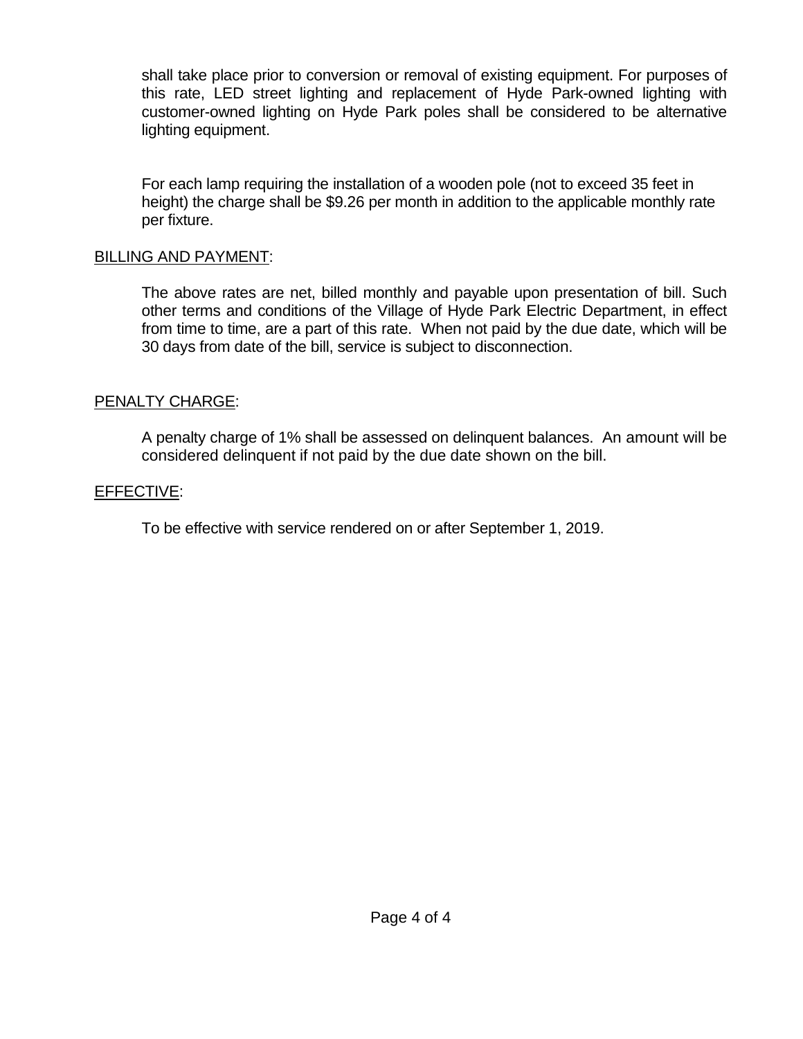shall take place prior to conversion or removal of existing equipment. For purposes of this rate, LED street lighting and replacement of Hyde Park-owned lighting with customer-owned lighting on Hyde Park poles shall be considered to be alternative lighting equipment.

For each lamp requiring the installation of a wooden pole (not to exceed 35 feet in height) the charge shall be $9.26 per month in addition to the applicable monthly rate per fixture.

BILLING AND PAYMENT:

The above rates are net, billed monthly and payable upon presentation of bill. Such other terms and conditions of the Village of Hyde Park Electric Department, in effect from time to time, are a part of this rate. When not paid by the due date, which will be 30 days from date of the bill, service is subject to disconnection.

PENALTY CHARGE:

A penalty charge of 1% shall be assessed on delinquent balances. An amount will be considered delinquent if not paid by the due date shown on the bill.

EFFECTIVE:

To be effective with service rendered on or after September 1, 2019.